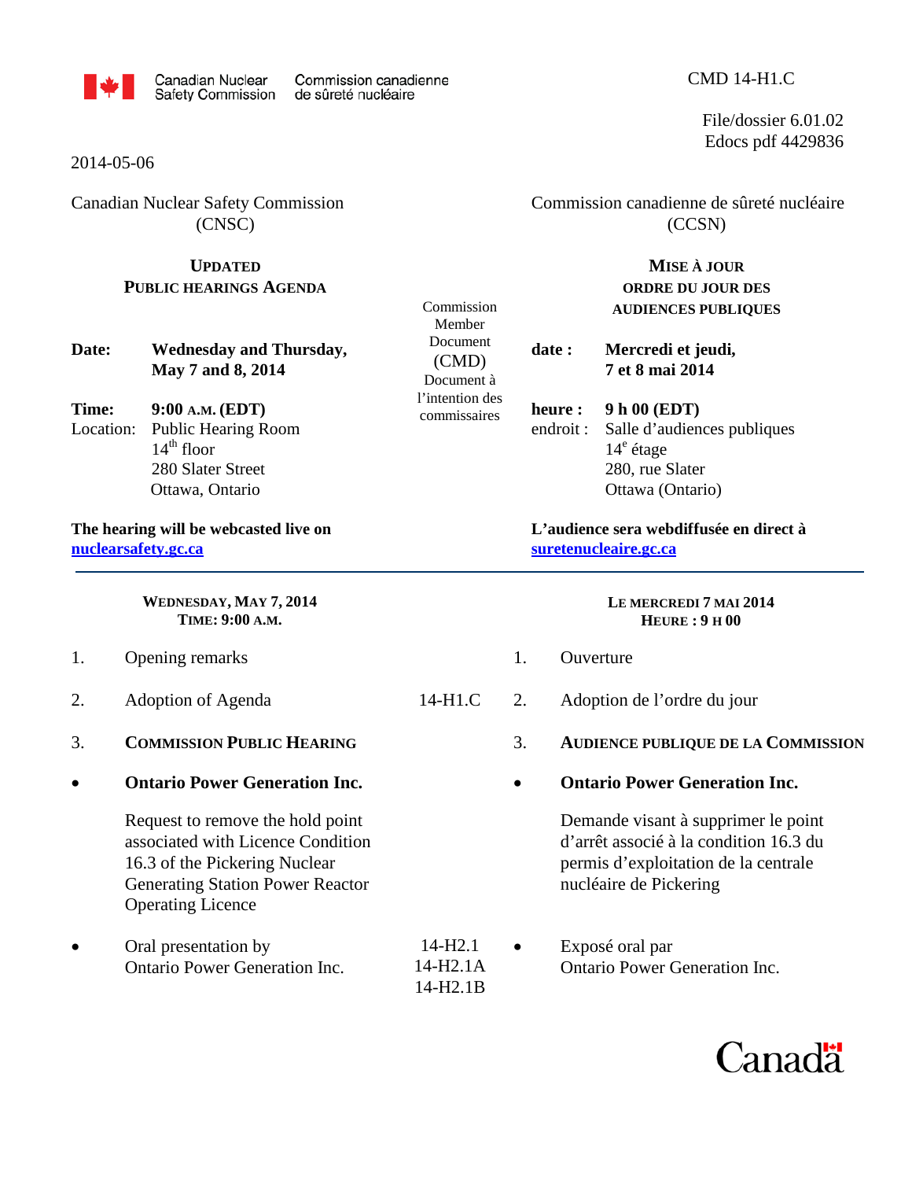Canadian Nuclear Safety Commission / Commission canadienne de sûreté nucléaire

CMD 14-H1.C

File/dossier 6.01.02
Edocs pdf 4429836

2014-05-06

Canadian Nuclear Safety Commission (CNSC)

Commission canadienne de sûreté nucléaire (CCSN)

## UPDATED PUBLIC HEARINGS AGENDA

## MISE À JOUR ORDRE DU JOUR DES AUDIENCES PUBLIQUES

Commission Member Document (CMD) Document à l'intention des commissaires

**Date:** **Wednesday and Thursday, May 7 and 8, 2014**

**Time:** **9:00 A.M. (EDT)**
Location: Public Hearing Room
14th floor
280 Slater Street
Ottawa, Ontario

**date :** **Mercredi et jeudi, 7 et 8 mai 2014**

**heure :** **9 h 00 (EDT)**
endroit : Salle d'audiences publiques
14e étage
280, rue Slater
Ottawa (Ontario)

**The hearing will be webcasted live on [nuclearsafety.gc.ca](nuclearsafety.gc.ca)**

**L'audience sera webdiffusée en direct à [suretenucleaire.gc.ca](suretenucleaire.gc.ca)**

---

### WEDNESDAY, MAY 7, 2014 — TIME: 9:00 A.M.
### LE MERCREDI 7 MAI 2014 — HEURE : 9 H 00

| | English | CMD | | Français |
|---|---|---|---|---|
| 1. | Opening remarks | | 1. | Ouverture |
| 2. | Adoption of Agenda | 14-H1.C | 2. | Adoption de l'ordre du jour |
| 3. | **COMMISSION PUBLIC HEARING** | | 3. | **AUDIENCE PUBLIQUE DE LA COMMISSION** |
| • | **Ontario Power Generation Inc.**<br><br>Request to remove the hold point associated with Licence Condition 16.3 of the Pickering Nuclear Generating Station Power Reactor Operating Licence | | • | **Ontario Power Generation Inc.**<br><br>Demande visant à supprimer le point d'arrêt associé à la condition 16.3 du permis d'exploitation de la centrale nucléaire de Pickering |
| • | Oral presentation by Ontario Power Generation Inc. | 14-H2.1<br>14-H2.1A<br>14-H2.1B | • | Exposé oral par Ontario Power Generation Inc. |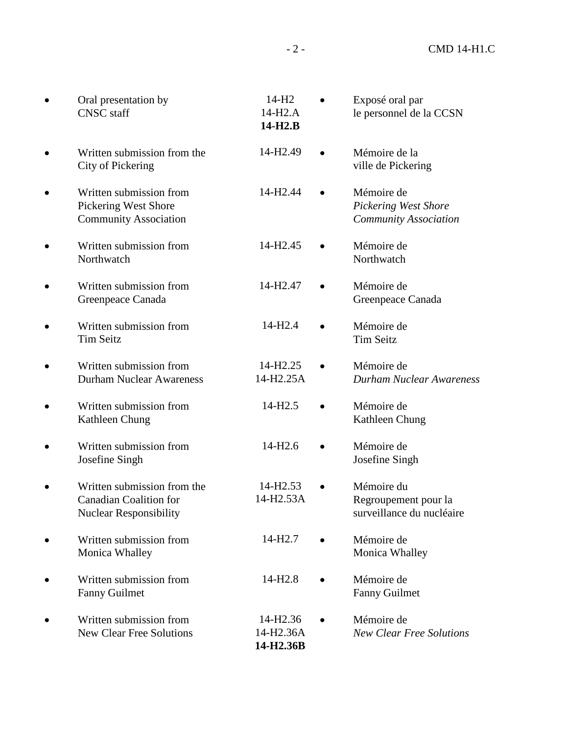| English | CMD | French |
|---|---|---|
| • Oral presentation by CNSC staff | 14-H2<br>14-H2.A<br>**14-H2.B** | • Exposé oral par le personnel de la CCSN |
| • Written submission from the City of Pickering | 14-H2.49 | • Mémoire de la ville de Pickering |
| • Written submission from Pickering West Shore Community Association | 14-H2.44 | • Mémoire de *Pickering West Shore Community Association* |
| • Written submission from Northwatch | 14-H2.45 | • Mémoire de Northwatch |
| • Written submission from Greenpeace Canada | 14-H2.47 | • Mémoire de Greenpeace Canada |
| • Written submission from Tim Seitz | 14-H2.4 | • Mémoire de Tim Seitz |
| • Written submission from Durham Nuclear Awareness | 14-H2.25<br>14-H2.25A | • Mémoire de *Durham Nuclear Awareness* |
| • Written submission from Kathleen Chung | 14-H2.5 | • Mémoire de Kathleen Chung |
| • Written submission from Josefine Singh | 14-H2.6 | • Mémoire de Josefine Singh |
| • Written submission from the Canadian Coalition for Nuclear Responsibility | 14-H2.53<br>14-H2.53A | • Mémoire du Regroupement pour la surveillance du nucléaire |
| • Written submission from Monica Whalley | 14-H2.7 | • Mémoire de Monica Whalley |
| • Written submission from Fanny Guilmet | 14-H2.8 | • Mémoire de Fanny Guilmet |
| • Written submission from New Clear Free Solutions | 14-H2.36<br>14-H2.36A<br>**14-H2.36B** | • Mémoire de *New Clear Free Solutions* |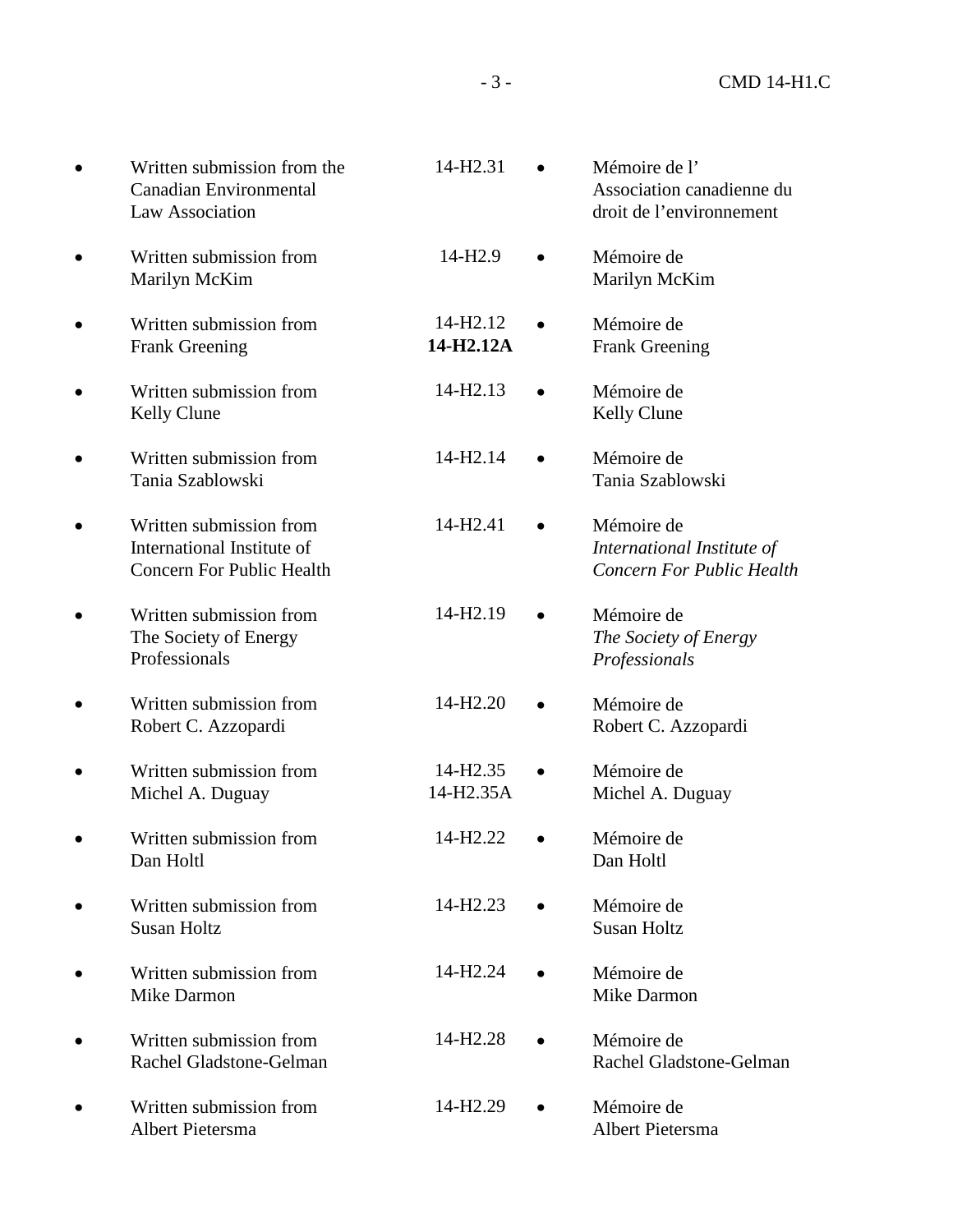| English | CMD | Français |
|---|---|---|
| • Written submission from the Canadian Environmental Law Association | 14-H2.31 | • Mémoire de l' Association canadienne du droit de l'environnement |
| • Written submission from Marilyn McKim | 14-H2.9 | • Mémoire de Marilyn McKim |
| • Written submission from Frank Greening | 14-H2.12 **14-H2.12A** | • Mémoire de Frank Greening |
| • Written submission from Kelly Clune | 14-H2.13 | • Mémoire de Kelly Clune |
| • Written submission from Tania Szablowski | 14-H2.14 | • Mémoire de Tania Szablowski |
| • Written submission from International Institute of Concern For Public Health | 14-H2.41 | • Mémoire de *International Institute of Concern For Public Health* |
| • Written submission from The Society of Energy Professionals | 14-H2.19 | • Mémoire de *The Society of Energy Professionals* |
| • Written submission from Robert C. Azzopardi | 14-H2.20 | • Mémoire de Robert C. Azzopardi |
| • Written submission from Michel A. Duguay | 14-H2.35 14-H2.35A | • Mémoire de Michel A. Duguay |
| • Written submission from Dan Holtl | 14-H2.22 | • Mémoire de Dan Holtl |
| • Written submission from Susan Holtz | 14-H2.23 | • Mémoire de Susan Holtz |
| • Written submission from Mike Darmon | 14-H2.24 | • Mémoire de Mike Darmon |
| • Written submission from Rachel Gladstone-Gelman | 14-H2.28 | • Mémoire de Rachel Gladstone-Gelman |
| • Written submission from Albert Pietersma | 14-H2.29 | • Mémoire de Albert Pietersma |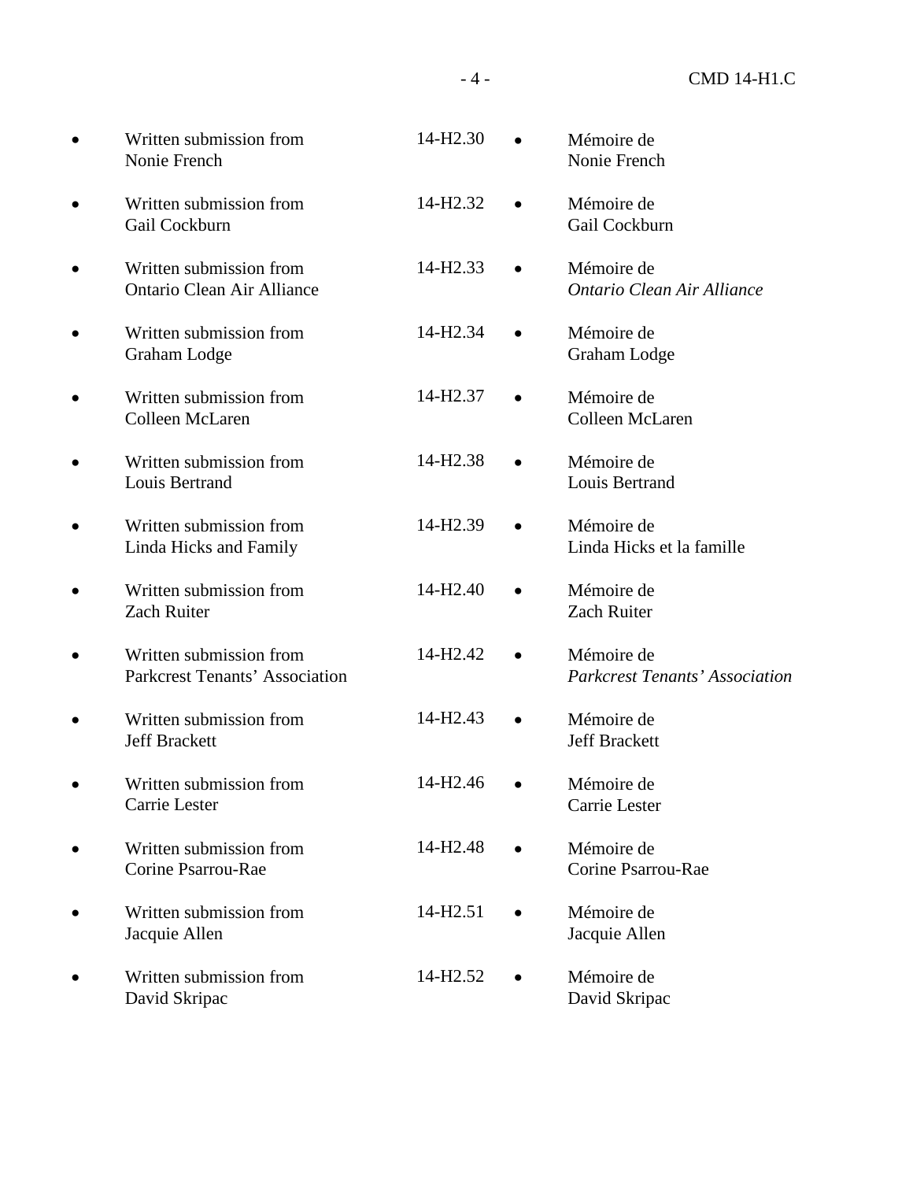| | | | |
|---|---|---|---|
| • Written submission from Nonie French | 14-H2.30 | • Mémoire de Nonie French |
| • Written submission from Gail Cockburn | 14-H2.32 | • Mémoire de Gail Cockburn |
| • Written submission from Ontario Clean Air Alliance | 14-H2.33 | • Mémoire de *Ontario Clean Air Alliance* |
| • Written submission from Graham Lodge | 14-H2.34 | • Mémoire de Graham Lodge |
| • Written submission from Colleen McLaren | 14-H2.37 | • Mémoire de Colleen McLaren |
| • Written submission from Louis Bertrand | 14-H2.38 | • Mémoire de Louis Bertrand |
| • Written submission from Linda Hicks and Family | 14-H2.39 | • Mémoire de Linda Hicks et la famille |
| • Written submission from Zach Ruiter | 14-H2.40 | • Mémoire de Zach Ruiter |
| • Written submission from Parkcrest Tenants' Association | 14-H2.42 | • Mémoire de *Parkcrest Tenants' Association* |
| • Written submission from Jeff Brackett | 14-H2.43 | • Mémoire de Jeff Brackett |
| • Written submission from Carrie Lester | 14-H2.46 | • Mémoire de Carrie Lester |
| • Written submission from Corine Psarrou-Rae | 14-H2.48 | • Mémoire de Corine Psarrou-Rae |
| • Written submission from Jacquie Allen | 14-H2.51 | • Mémoire de Jacquie Allen |
| • Written submission from David Skripac | 14-H2.52 | • Mémoire de David Skripac |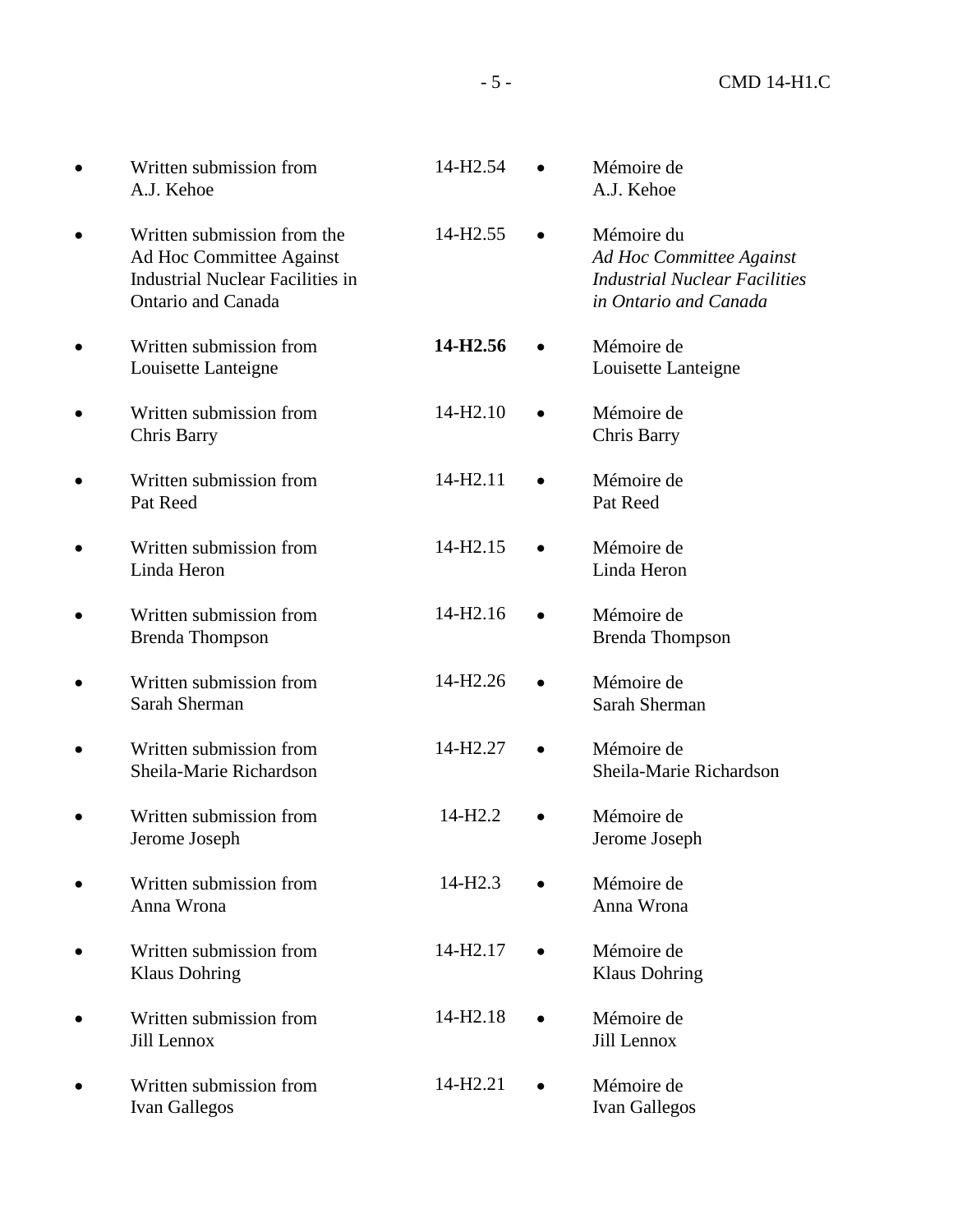| | | | |
|---|---|---|---|
| • Written submission from A.J. Kehoe | 14-H2.54 | • Mémoire de A.J. Kehoe |
| • Written submission from the Ad Hoc Committee Against Industrial Nuclear Facilities in Ontario and Canada | 14-H2.55 | • Mémoire du *Ad Hoc Committee Against Industrial Nuclear Facilities in Ontario and Canada* |
| • Written submission from Louisette Lanteigne | **14-H2.56** | • Mémoire de Louisette Lanteigne |
| • Written submission from Chris Barry | 14-H2.10 | • Mémoire de Chris Barry |
| • Written submission from Pat Reed | 14-H2.11 | • Mémoire de Pat Reed |
| • Written submission from Linda Heron | 14-H2.15 | • Mémoire de Linda Heron |
| • Written submission from Brenda Thompson | 14-H2.16 | • Mémoire de Brenda Thompson |
| • Written submission from Sarah Sherman | 14-H2.26 | • Mémoire de Sarah Sherman |
| • Written submission from Sheila-Marie Richardson | 14-H2.27 | • Mémoire de Sheila-Marie Richardson |
| • Written submission from Jerome Joseph | 14-H2.2 | • Mémoire de Jerome Joseph |
| • Written submission from Anna Wrona | 14-H2.3 | • Mémoire de Anna Wrona |
| • Written submission from Klaus Dohring | 14-H2.17 | • Mémoire de Klaus Dohring |
| • Written submission from Jill Lennox | 14-H2.18 | • Mémoire de Jill Lennox |
| • Written submission from Ivan Gallegos | 14-H2.21 | • Mémoire de Ivan Gallegos |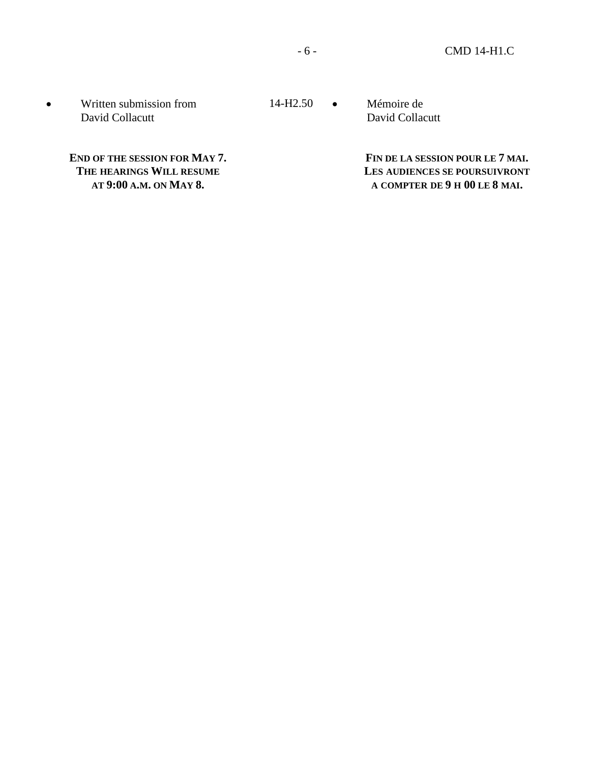| | | | |
|---|---|---|---|
| • Written submission from David Collacutt | 14-H2.50 | • Mémoire de David Collacutt | |

**END OF THE SESSION FOR MAY 7. THE HEARINGS WILL RESUME AT 9:00 A.M. ON MAY 8.**

**FIN DE LA SESSION POUR LE 7 MAI. LES AUDIENCES SE POURSUIVRONT A COMPTER DE 9 H 00 LE 8 MAI.**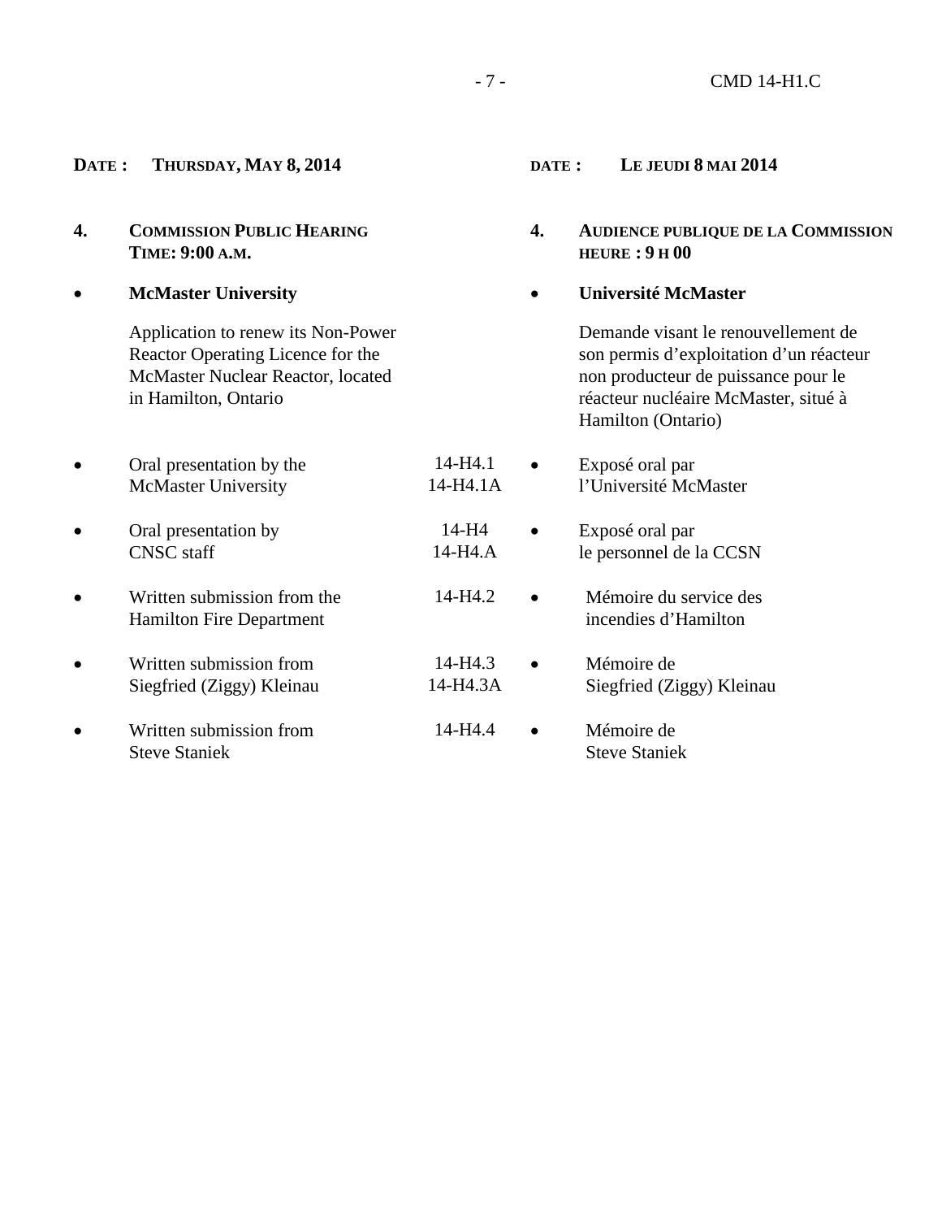**DATE : THURSDAY, MAY 8, 2014**

**4. COMMISSION PUBLIC HEARING**
**TIME: 9:00 A.M.**

- **McMaster University**

  Application to renew its Non-Power Reactor Operating Licence for the McMaster Nuclear Reactor, located in Hamilton, Ontario

| | CMD | |
|---|---|---|
| • Oral presentation by the McMaster University | 14-H4.1<br>14-H4.1A | • Exposé oral par l'Université McMaster |
| • Oral presentation by CNSC staff | 14-H4<br>14-H4.A | • Exposé oral par le personnel de la CCSN |
| • Written submission from the Hamilton Fire Department | 14-H4.2 | • Mémoire du service des incendies d'Hamilton |
| • Written submission from Siegfried (Ziggy) Kleinau | 14-H4.3<br>14-H4.3A | • Mémoire de Siegfried (Ziggy) Kleinau |
| • Written submission from Steve Staniek | 14-H4.4 | • Mémoire de Steve Staniek |

**DATE : LE JEUDI 8 MAI 2014**

**4. AUDIENCE PUBLIQUE DE LA COMMISSION**
**HEURE : 9 H 00**

- **Université McMaster**

  Demande visant le renouvellement de son permis d'exploitation d'un réacteur non producteur de puissance pour le réacteur nucléaire McMaster, situé à Hamilton (Ontario)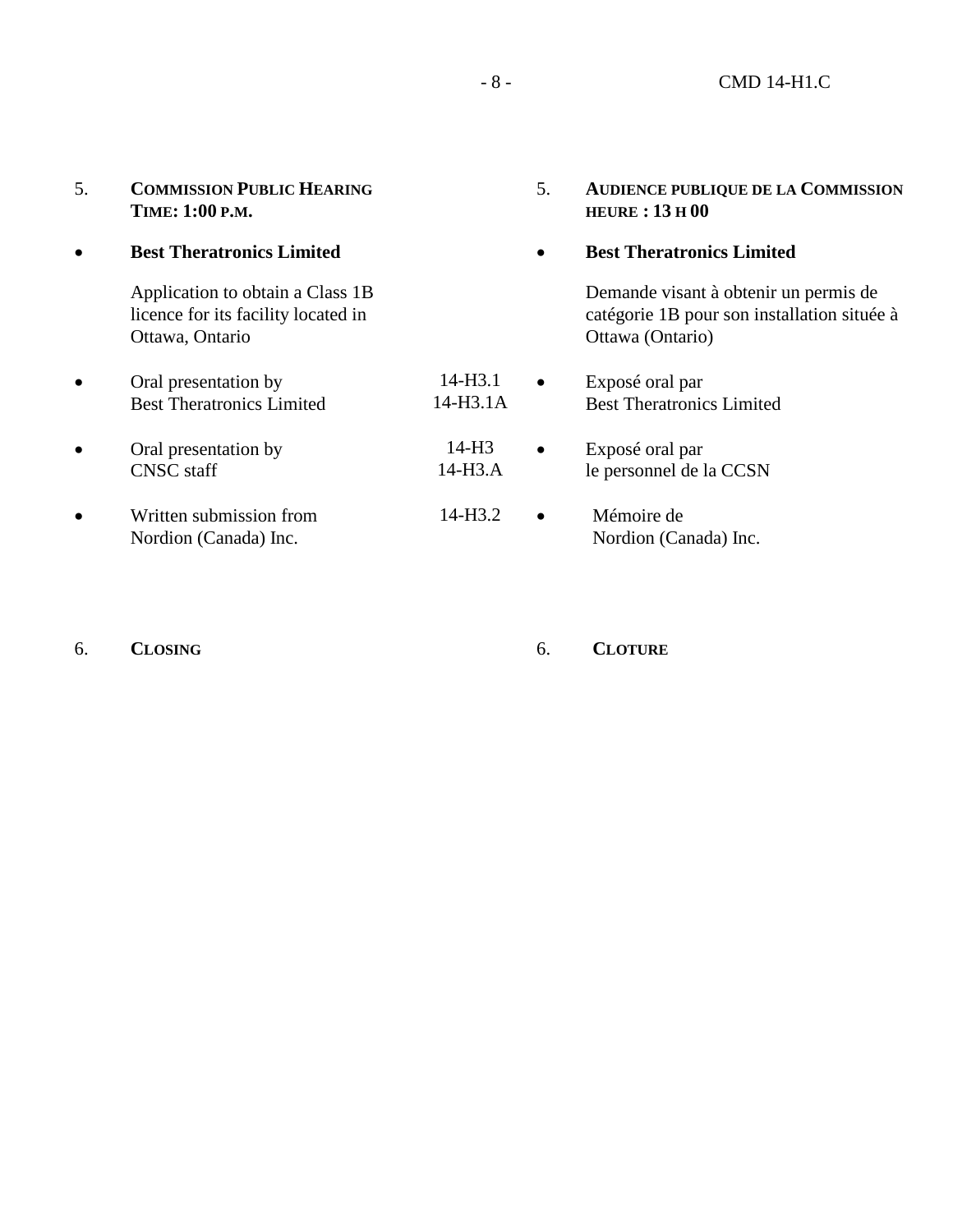5. **COMMISSION PUBLIC HEARING**
**TIME: 1:00 P.M.**

- **Best Theratronics Limited**

  Application to obtain a Class 1B licence for its facility located in Ottawa, Ontario

- Oral presentation by Best Theratronics Limited — 14-H3.1, 14-H3.1A

- Oral presentation by CNSC staff — 14-H3, 14-H3.A

- Written submission from Nordion (Canada) Inc. — 14-H3.2

6. **CLOSING**

5. **AUDIENCE PUBLIQUE DE LA COMMISSION**
**HEURE : 13 H 00**

- **Best Theratronics Limited**

  Demande visant à obtenir un permis de catégorie 1B pour son installation située à Ottawa (Ontario)

- Exposé oral par Best Theratronics Limited — 14-H3.1, 14-H3.1A

- Exposé oral par le personnel de la CCSN — 14-H3, 14-H3.A

- Mémoire de Nordion (Canada) Inc. — 14-H3.2

6. **CLOTURE**